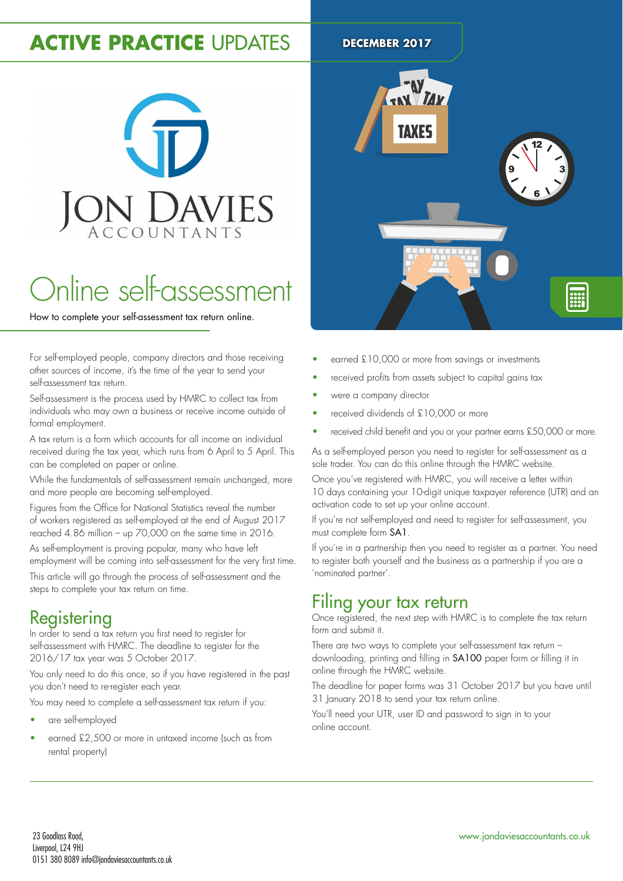# ACTIVE PRACTICE UPDATES

**DECEMBER 2017**

JON DAVIES ACCOUNTANTS

# Online self-assessment

How to complete your self-assessment tax return online.

For self-employed people, company directors and those receiving other sources of income, it's the time of the year to send your self-assessment tax return.

Self-assessment is the process used by HMRC to collect tax from individuals who may own a business or receive income outside of formal employment.

A tax return is a form which accounts for all income an individual received during the tax year, which runs from 6 April to 5 April. This can be completed on paper or online.

While the fundamentals of self-assessment remain unchanged, more and more people are becoming self-employed.

Figures from the Office for National Statistics reveal the number of workers registered as self-employed at the end of August 2017 reached 4.86 million – up 70,000 on the same time in 2016.

As self-employment is proving popular, many who have left employment will be coming into self-assessment for the very first time.

This article will go through the process of self-assessment and the steps to complete your tax return on time.

## Registering

In order to send a tax return you first need to register for self-assessment with HMRC. The deadline to register for the 2016/17 tax year was 5 October 2017.

You only need to do this once, so if you have registered in the past you don't need to re-register each year.

You may need to complete a self-assessment tax return if you:

- are self-employed
- earned £2,500 or more in untaxed income (such as from rental property)
- earned £10,000 or more from savings or investments
- received profits from assets subject to capital gains tax
- were a company director
- received dividends of £10,000 or more
- received child benefit and you or your partner earns £50,000 or more.

As a self-employed person you need to register for self-assessment as a sole trader. You can do this online through the HMRC website.

Once you've registered with HMRC, you will receive a letter within 10 days containing your 10-digit unique taxpayer reference (UTR) and an activation code to set up your online account.

If you're not self-employed and need to register for self-assessment, you must complete form SA1.

If you're in a partnership then you need to register as a partner. You need to register both yourself and the business as a partnership if you are a 'nominated partner'.

## Filing your tax return

Once registered, the next step with HMRC is to complete the tax return form and submit it.

There are two ways to complete your self-assessment tax return – downloading, printing and filling in SA100 paper form or filling it in online through the HMRC website.

The deadline for paper forms was 31 October 2017 but you have until 31 January 2018 to send your tax return online.

You'll need your UTR, user ID and password to sign in to your online account.

23 Goodlass Road,
Liverpool, L24 9HJ
0151 380 8089 info@jondaviesaccountants.co.uk

www.jondaviesaccountants.co.uk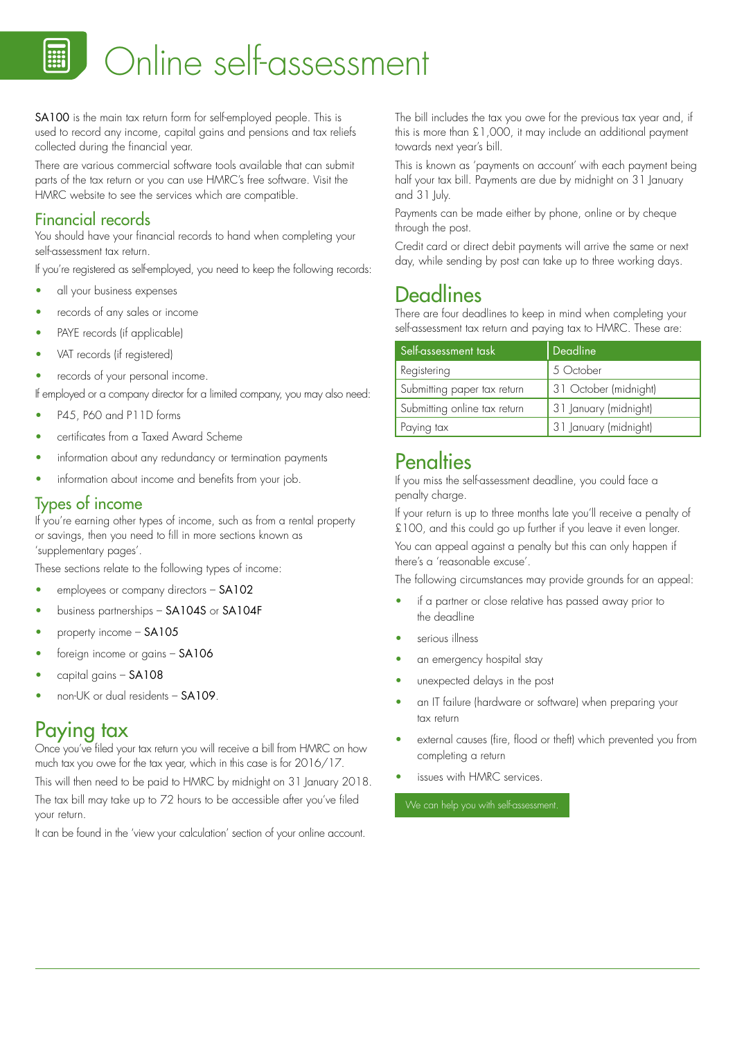# Online self-assessment

SA100 is the main tax return form for self-employed people. This is used to record any income, capital gains and pensions and tax reliefs collected during the financial year.

There are various commercial software tools available that can submit parts of the tax return or you can use HMRC's free software. Visit the HMRC website to see the services which are compatible.

## Financial records

You should have your financial records to hand when completing your self-assessment tax return.

If you're registered as self-employed, you need to keep the following records:

- all your business expenses
- records of any sales or income
- PAYE records (if applicable)
- VAT records (if registered)
- records of your personal income.

If employed or a company director for a limited company, you may also need:

- P45, P60 and P11D forms
- certificates from a Taxed Award Scheme
- information about any redundancy or termination payments
- information about income and benefits from your job.

## Types of income

If you're earning other types of income, such as from a rental property or savings, then you need to fill in more sections known as 'supplementary pages'.

These sections relate to the following types of income:

- employees or company directors – SA102
- business partnerships – SA104S or SA104F
- property income – SA105
- foreign income or gains – SA106
- capital gains – SA108
- non-UK or dual residents – SA109.

## Paying tax

Once you've filed your tax return you will receive a bill from HMRC on how much tax you owe for the tax year, which in this case is for 2016/17.

This will then need to be paid to HMRC by midnight on 31 January 2018.

The tax bill may take up to 72 hours to be accessible after you've filed your return.

It can be found in the 'view your calculation' section of your online account.

The bill includes the tax you owe for the previous tax year and, if this is more than £1,000, it may include an additional payment towards next year's bill.

This is known as 'payments on account' with each payment being half your tax bill. Payments are due by midnight on 31 January and 31 July.

Payments can be made either by phone, online or by cheque through the post.

Credit card or direct debit payments will arrive the same or next day, while sending by post can take up to three working days.

## Deadlines

There are four deadlines to keep in mind when completing your self-assessment tax return and paying tax to HMRC. These are:

| Self-assessment task | Deadline |
| --- | --- |
| Registering | 5 October |
| Submitting paper tax return | 31 October (midnight) |
| Submitting online tax return | 31 January (midnight) |
| Paying tax | 31 January (midnight) |

## Penalties

If you miss the self-assessment deadline, you could face a penalty charge.

If your return is up to three months late you'll receive a penalty of £100, and this could go up further if you leave it even longer.

You can appeal against a penalty but this can only happen if there's a 'reasonable excuse'.

The following circumstances may provide grounds for an appeal:

- if a partner or close relative has passed away prior to the deadline
- serious illness
- an emergency hospital stay
- unexpected delays in the post
- an IT failure (hardware or software) when preparing your tax return
- external causes (fire, flood or theft) which prevented you from completing a return
- issues with HMRC services.

We can help you with self-assessment.